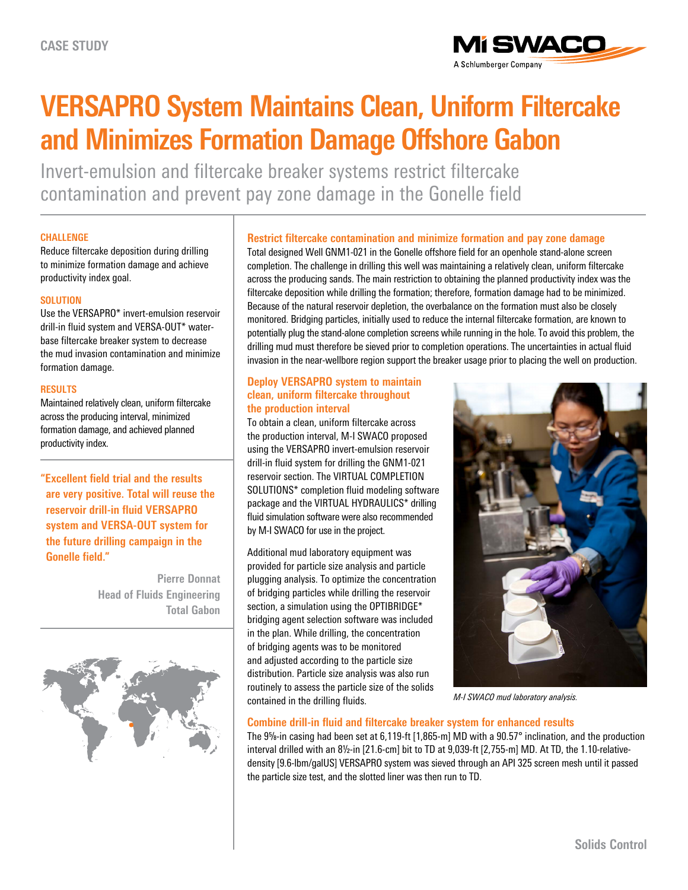CASE STUDY

# VERSAPRO System Maintains Clean, Uniform Filtercake and Minimizes Formation Damage Offshore Gabon

Invert-emulsion and filtercake breaker systems restrict filtercake contamination and prevent pay zone damage in the Gonelle field

### CHALLENGE

Reduce filtercake deposition during drilling to minimize formation damage and achieve productivity index goal.

### SOLUTION

Use the VERSAPRO* invert-emulsion reservoir drill-in fluid system and VERSA-OUT* water-base filtercake breaker system to decrease the mud invasion contamination and minimize formation damage.

### RESULTS

Maintained relatively clean, uniform filtercake across the producing interval, minimized formation damage, and achieved planned productivity index.

**"Excellent field trial and the results are very positive. Total will reuse the reservoir drill-in fluid VERSAPRO system and VERSA-OUT system for the future drilling campaign in the Gonelle field."**

Pierre Donnat
Head of Fluids Engineering
Total Gabon

## Restrict filtercake contamination and minimize formation and pay zone damage

Total designed Well GNM1-021 in the Gonelle offshore field for an openhole stand-alone screen completion. The challenge in drilling this well was maintaining a relatively clean, uniform filtercake across the producing sands. The main restriction to obtaining the planned productivity index was the filtercake deposition while drilling the formation; therefore, formation damage had to be minimized. Because of the natural reservoir depletion, the overbalance on the formation must also be closely monitored. Bridging particles, initially used to reduce the internal filtercake formation, are known to potentially plug the stand-alone completion screens while running in the hole. To avoid this problem, the drilling mud must therefore be sieved prior to completion operations. The uncertainties in actual fluid invasion in the near-wellbore region support the breaker usage prior to placing the well on production.

## Deploy VERSAPRO system to maintain clean, uniform filtercake throughout the production interval

To obtain a clean, uniform filtercake across the production interval, M-I SWACO proposed using the VERSAPRO invert-emulsion reservoir drill-in fluid system for drilling the GNM1-021 reservoir section. The VIRTUAL COMPLETION SOLUTIONS* completion fluid modeling software package and the VIRTUAL HYDRAULICS* drilling fluid simulation software were also recommended by M-I SWACO for use in the project.

Additional mud laboratory equipment was provided for particle size analysis and particle plugging analysis. To optimize the concentration of bridging particles while drilling the reservoir section, a simulation using the OPTIBRIDGE* bridging agent selection software was included in the plan. While drilling, the concentration of bridging agents was to be monitored and adjusted according to the particle size distribution. Particle size analysis was also run routinely to assess the particle size of the solids contained in the drilling fluids.

*M-I SWACO mud laboratory analysis.*

## Combine drill-in fluid and filtercake breaker system for enhanced results

The 9⅝-in casing had been set at 6,119-ft [1,865-m] MD with a 90.57° inclination, and the production interval drilled with an 8½-in [21.6-cm] bit to TD at 9,039-ft [2,755-m] MD. At TD, the 1.10-relative-density [9.6-lbm/galUS] VERSAPRO system was sieved through an API 325 screen mesh until it passed the particle size test, and the slotted liner was then run to TD.

Solids Control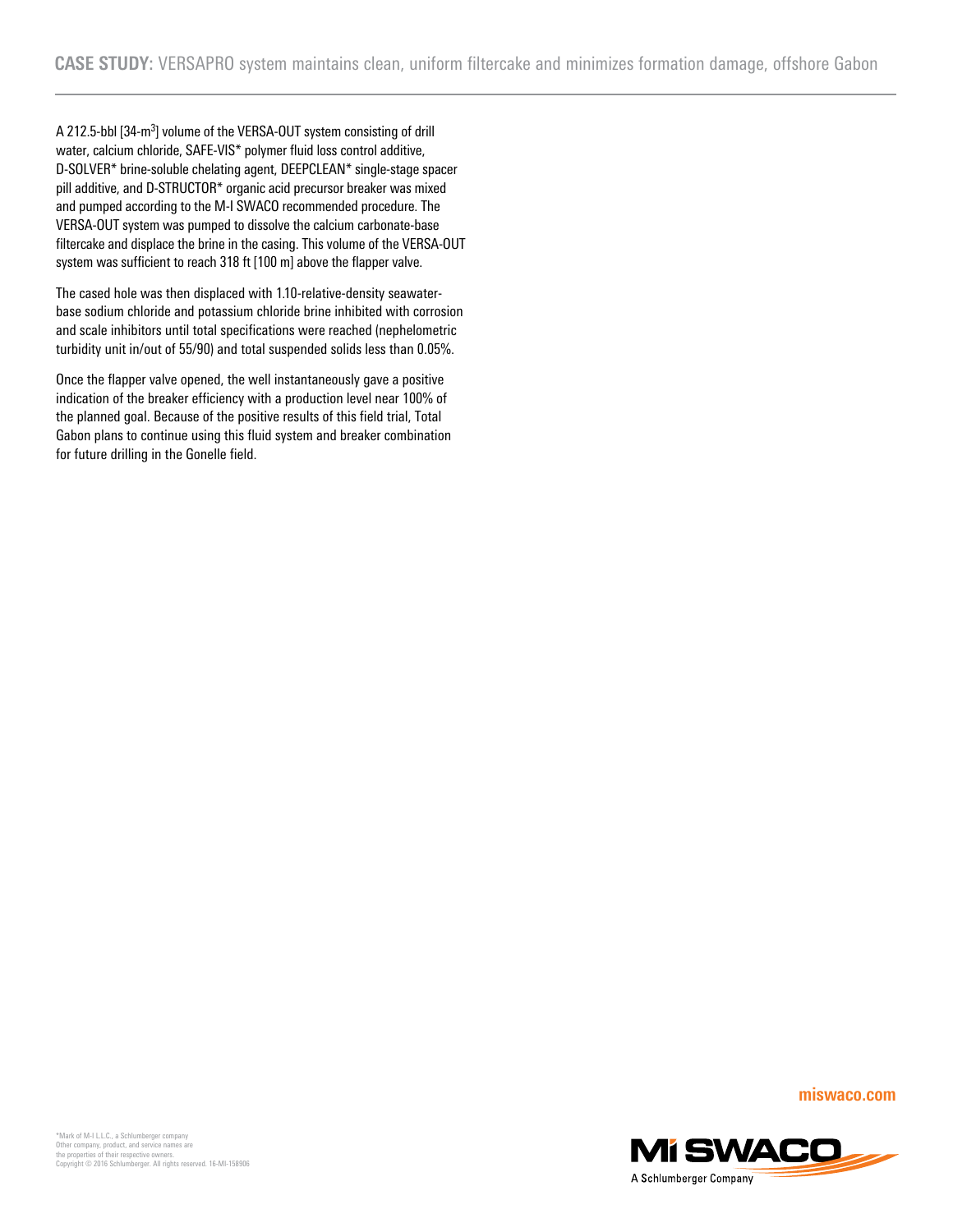A 212.5-bbl [34-$m^3$] volume of the VERSA-OUT system consisting of drill water, calcium chloride, SAFE-VIS* polymer fluid loss control additive, D-SOLVER* brine-soluble chelating agent, DEEPCLEAN* single-stage spacer pill additive, and D-STRUCTOR* organic acid precursor breaker was mixed and pumped according to the M-I SWACO recommended procedure. The VERSA-OUT system was pumped to dissolve the calcium carbonate-base filtercake and displace the brine in the casing. This volume of the VERSA-OUT system was sufficient to reach 318 ft [100 m] above the flapper valve.

The cased hole was then displaced with 1.10-relative-density seawater-base sodium chloride and potassium chloride brine inhibited with corrosion and scale inhibitors until total specifications were reached (nephelometric turbidity unit in/out of 55/90) and total suspended solids less than 0.05%.

Once the flapper valve opened, the well instantaneously gave a positive indication of the breaker efficiency with a production level near 100% of the planned goal. Because of the positive results of this field trial, Total Gabon plans to continue using this fluid system and breaker combination for future drilling in the Gonelle field.

miswaco.com

*Mark of M-I L.L.C., a Schlumberger company
Other company, product, and service names are the properties of their respective owners.
Copyright © 2016 Schlumberger. All rights reserved. 16-MI-158906

MI SWACO
A Schlumberger Company